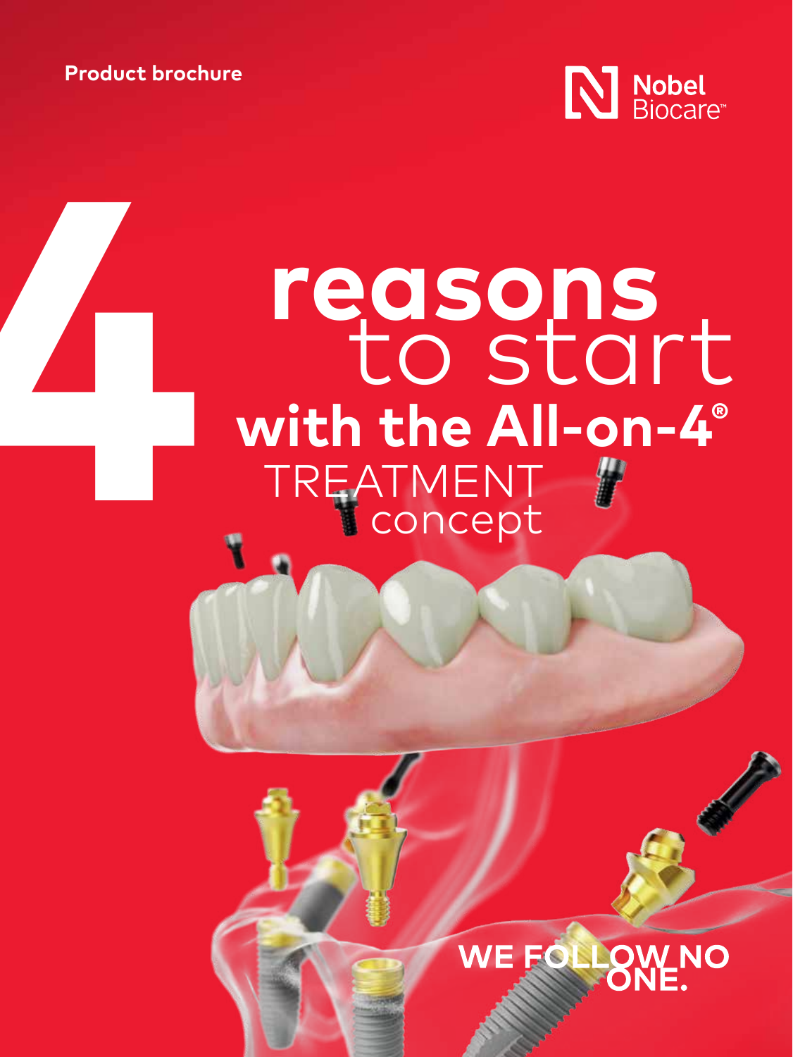Product brochure

Nobel Biocare™

# 4 reasons to start with the All-on-4® TREATMENT concept

WE FOLLOW NO ONE.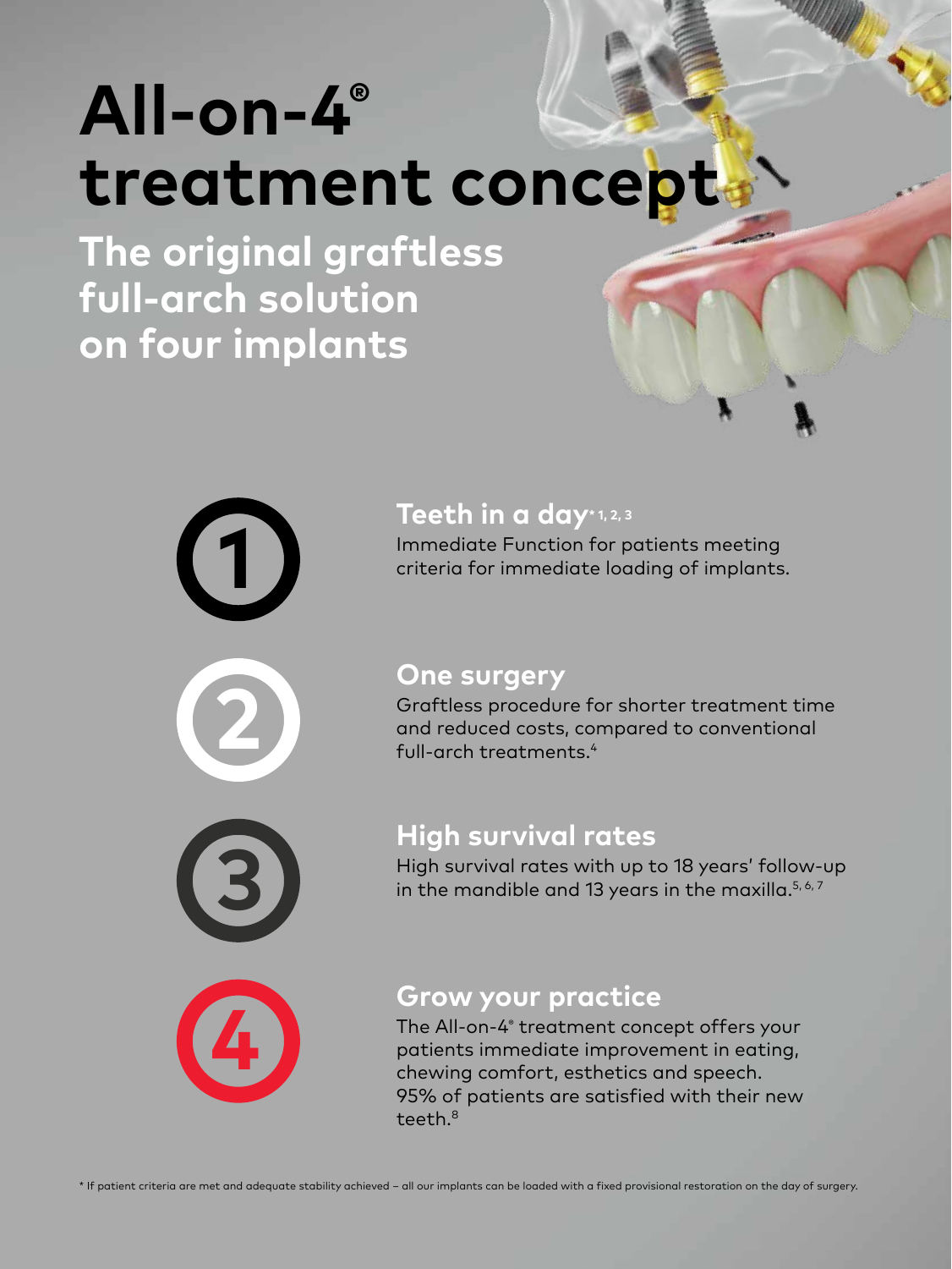# All-on-4® treatment concept

## The original graftless full-arch solution on four implants

1

### Teeth in a day* [1, 2, 3]

Immediate Function for patients meeting criteria for immediate loading of implants.

2

### One surgery

Graftless procedure for shorter treatment time and reduced costs, compared to conventional full-arch treatments.[4]

3

### High survival rates

High survival rates with up to 18 years' follow-up in the mandible and 13 years in the maxilla.[5, 6, 7]

4

### Grow your practice

The All-on-4® treatment concept offers your patients immediate improvement in eating, chewing comfort, esthetics and speech. 95% of patients are satisfied with their new teeth.[8]

* If patient criteria are met and adequate stability achieved – all our implants can be loaded with a fixed provisional restoration on the day of surgery.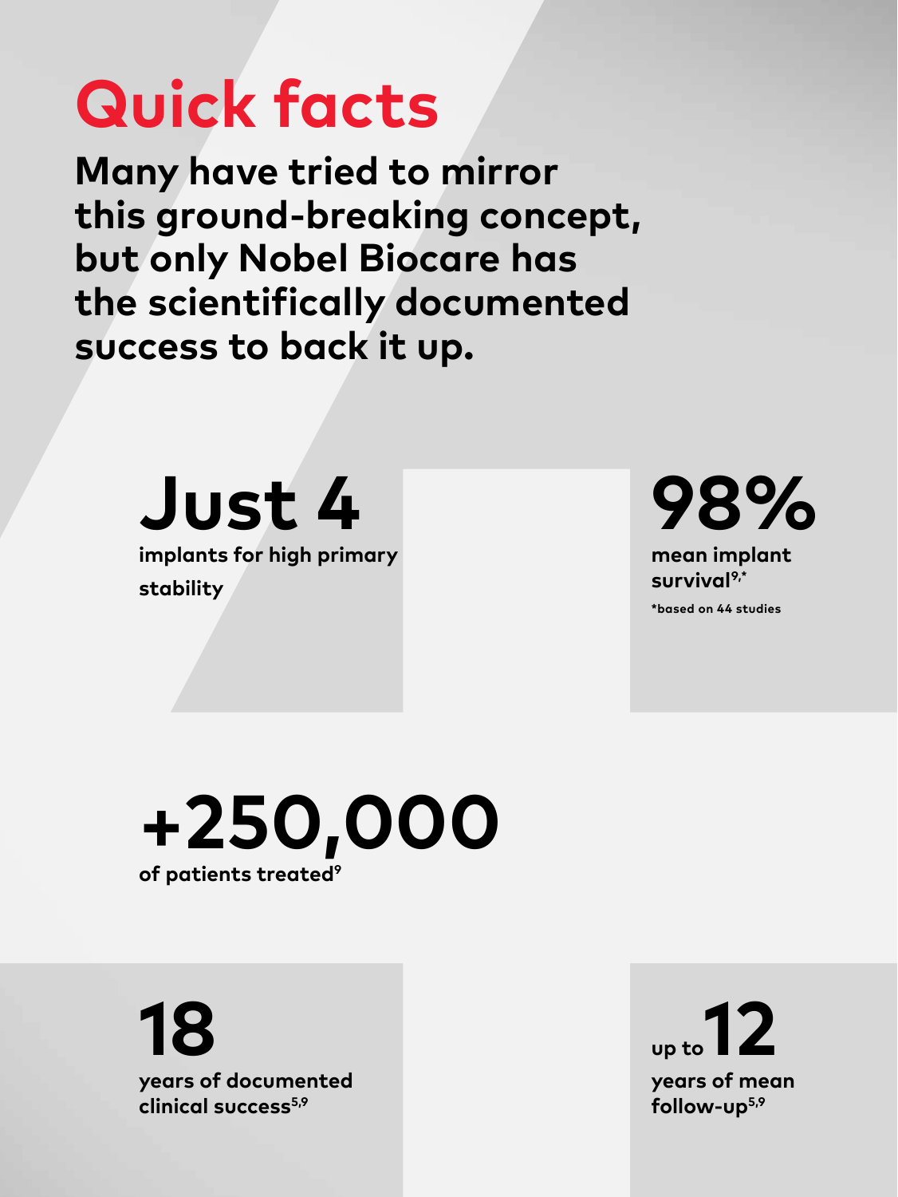# Quick facts

**Many have tried to mirror this ground-breaking concept, but only Nobel Biocare has the scientifically documented success to back it up.**

**Just 4**

implants for high primary stability

**98%**

mean implant survival[9,*]

*based on 44 studies

**+250,000**

of patients treated[9]

**18**

years of documented clinical success[5,9]

**up to 12**

years of mean follow-up[5,9]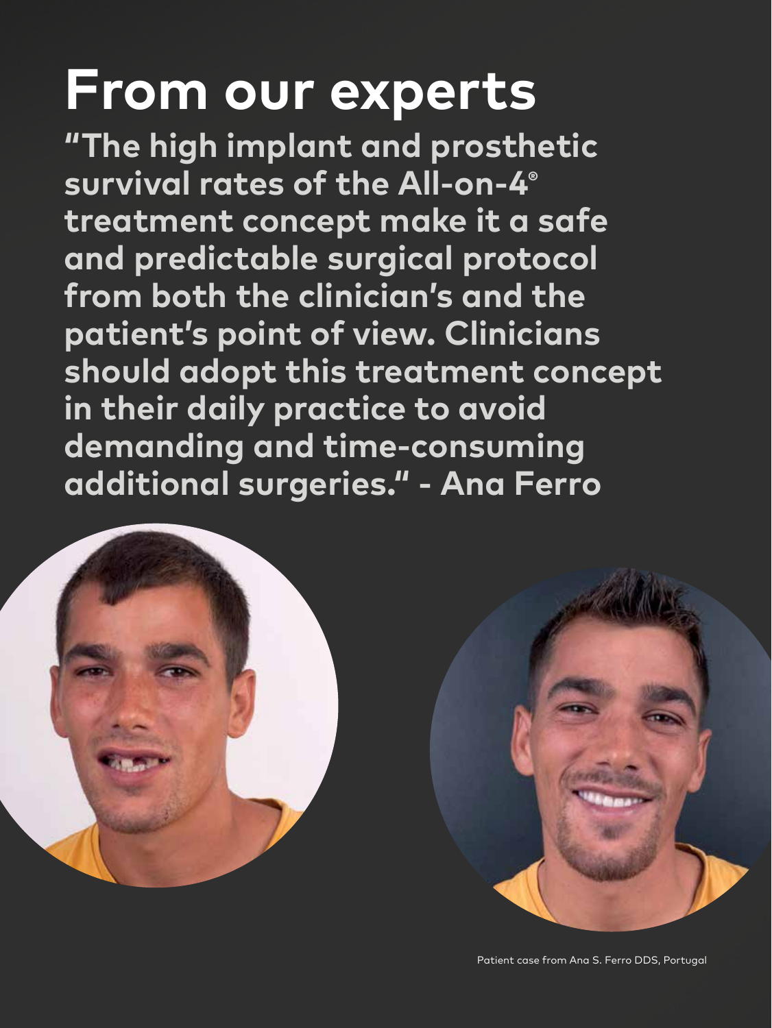# From our experts

**"The high implant and prosthetic survival rates of the All-on-4® treatment concept make it a safe and predictable surgical protocol from both the clinician's and the patient's point of view. Clinicians should adopt this treatment concept in their daily practice to avoid demanding and time-consuming additional surgeries." - Ana Ferro**

Patient case from Ana S. Ferro DDS, Portugal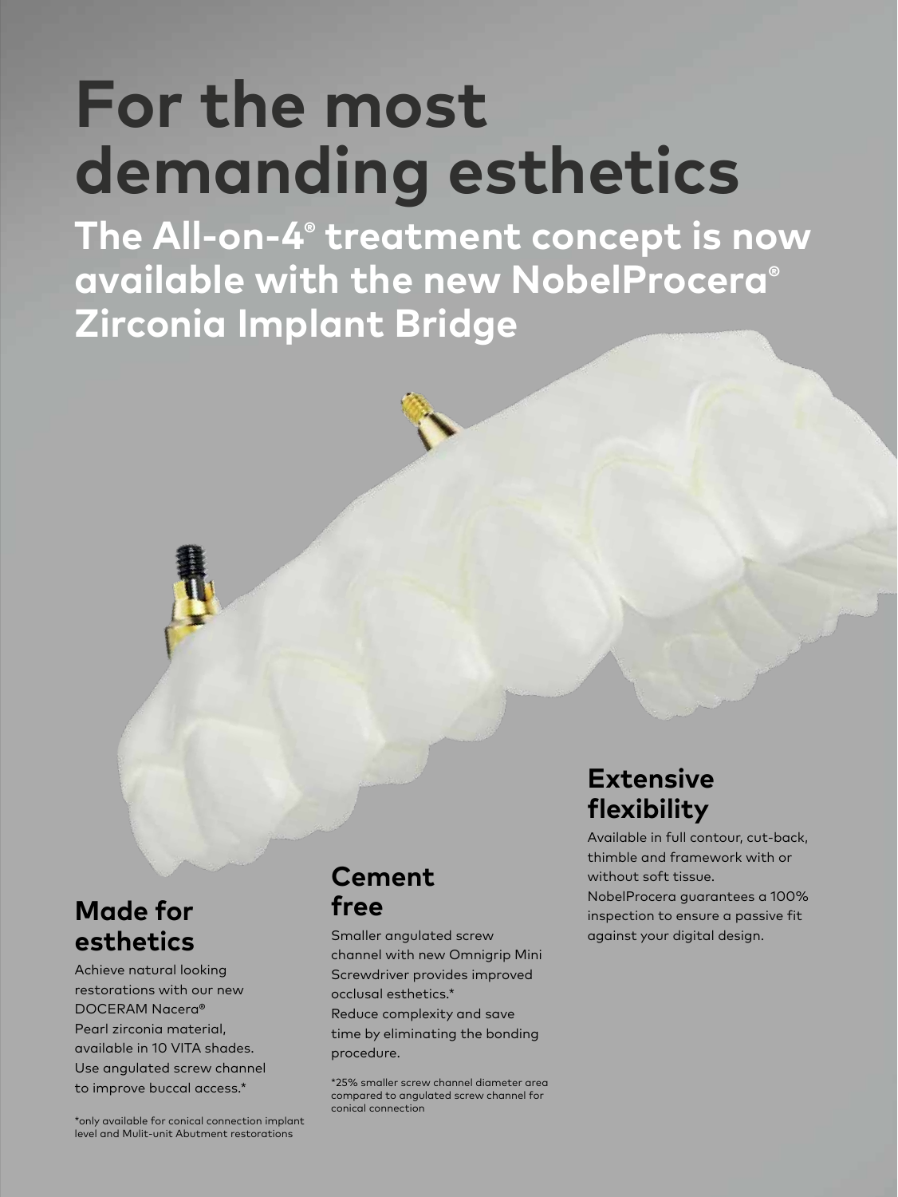# For the most demanding esthetics

## The All-on-4® treatment concept is now available with the new NobelProcera® Zirconia Implant Bridge

### Made for esthetics

Achieve natural looking restorations with our new DOCERAM Nacera® Pearl zirconia material, available in 10 VITA shades. Use angulated screw channel to improve buccal access.*

*only available for conical connection implant level and Mulit-unit Abutment restorations

### Cement free

Smaller angulated screw channel with new Omnigrip Mini Screwdriver provides improved occlusal esthetics.*
Reduce complexity and save time by eliminating the bonding procedure.

*25% smaller screw channel diameter area compared to angulated screw channel for conical connection

### Extensive flexibility

Available in full contour, cut-back, thimble and framework with or without soft tissue.
NobelProcera guarantees a 100% inspection to ensure a passive fit against your digital design.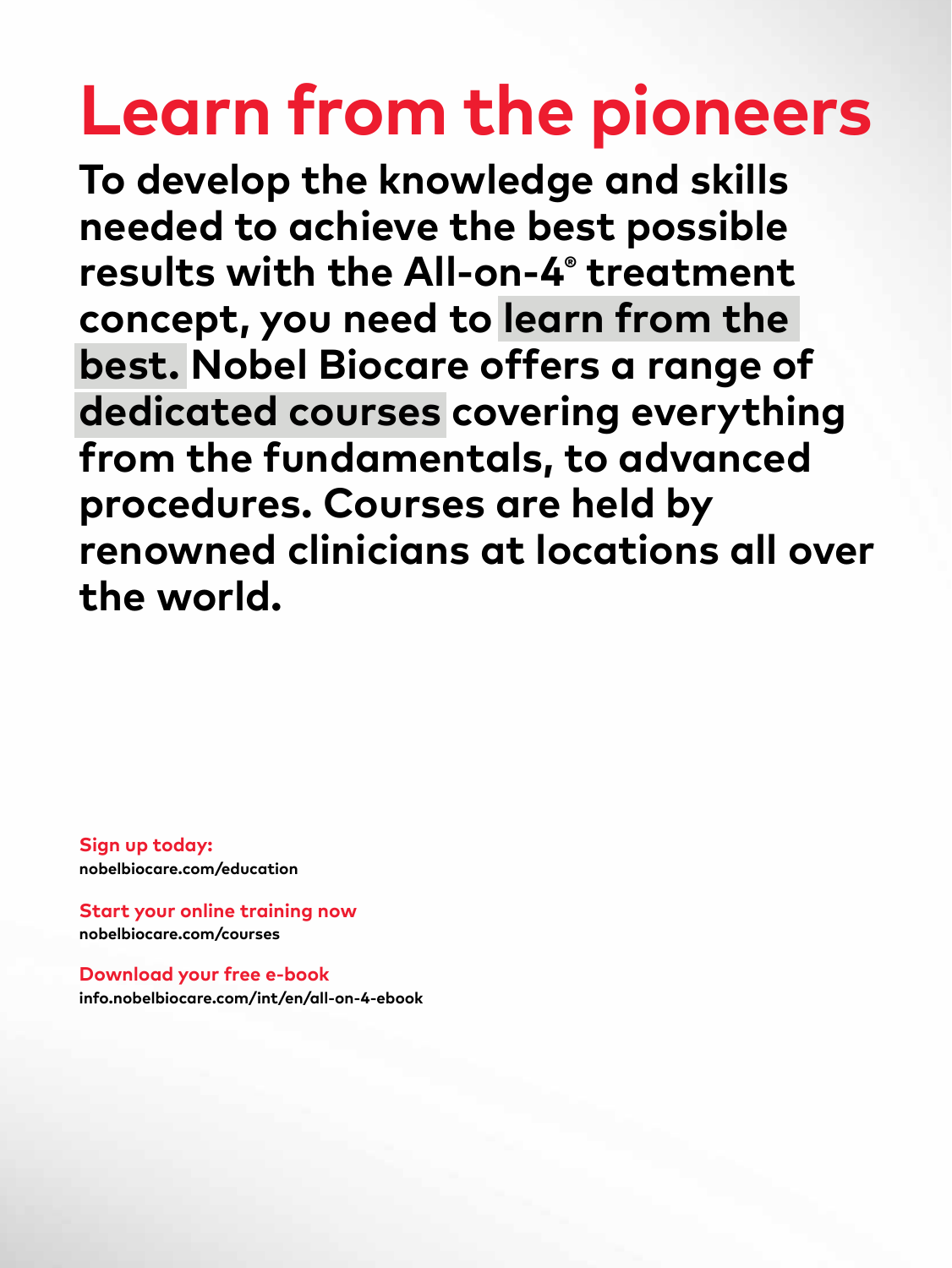# Learn from the pioneers

**To develop the knowledge and skills needed to achieve the best possible results with the All-on-4® treatment concept, you need to learn from the best. Nobel Biocare offers a range of dedicated courses covering everything from the fundamentals, to advanced procedures. Courses are held by renowned clinicians at locations all over the world.**

**Sign up today:**
**nobelbiocare.com/education**

**Start your online training now**
**nobelbiocare.com/courses**

**Download your free e-book**
**info.nobelbiocare.com/int/en/all-on-4-ebook**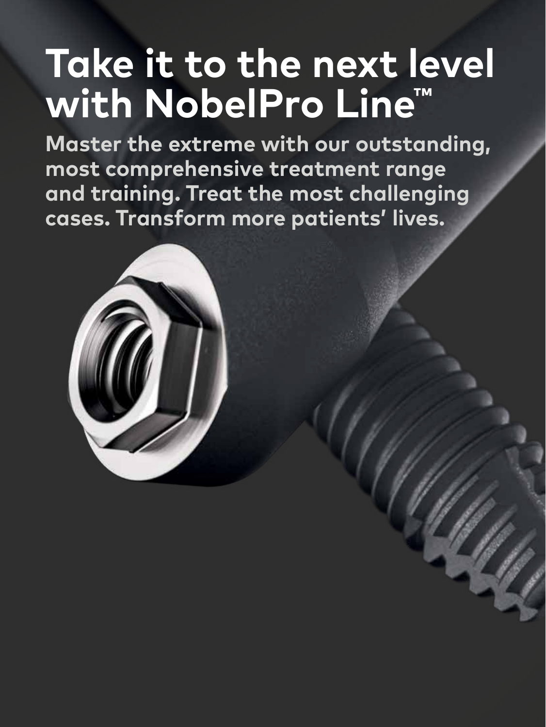# Take it to the next level with NobelPro Line™

**Master the extreme with our outstanding, most comprehensive treatment range and training. Treat the most challenging cases. Transform more patients' lives.**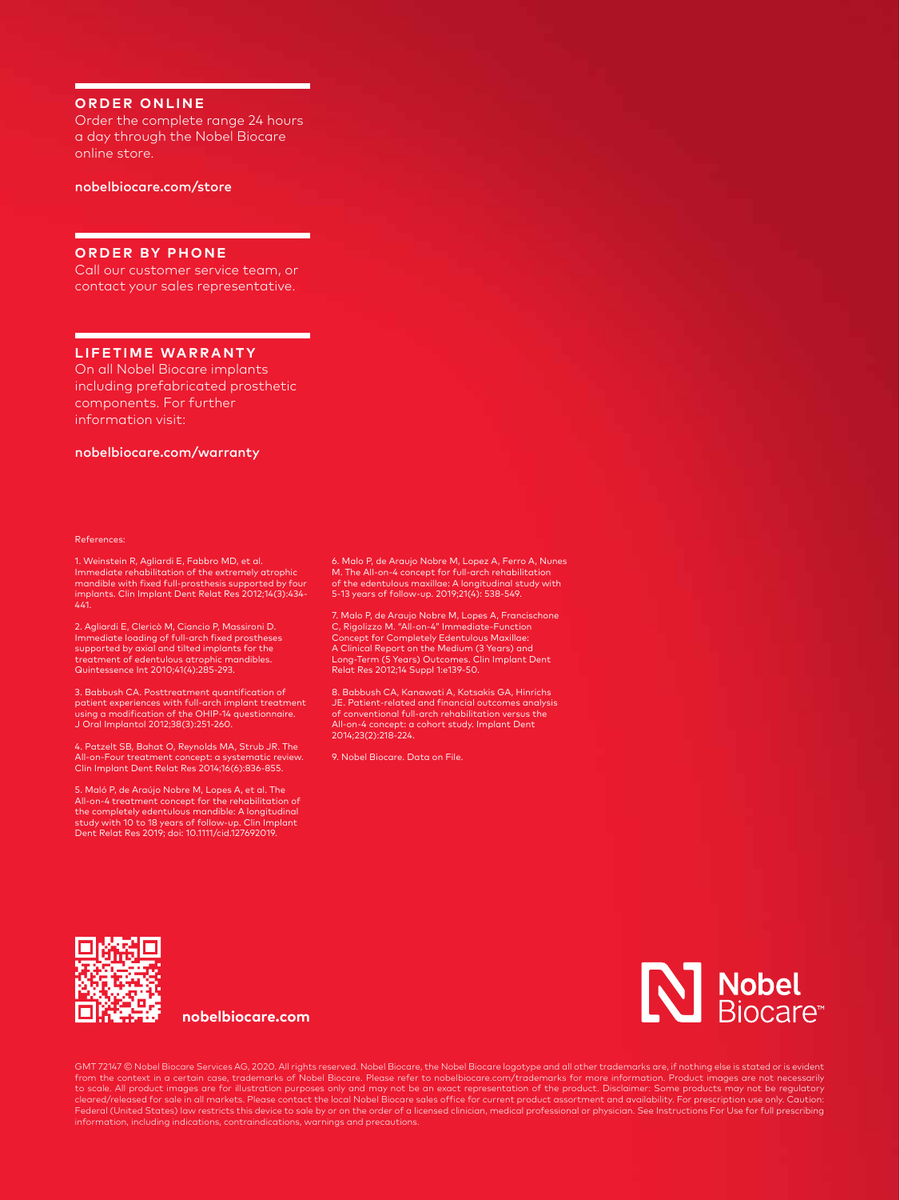## ORDER ONLINE

Order the complete range 24 hours a day through the Nobel Biocare online store.

**nobelbiocare.com/store**

## ORDER BY PHONE

Call our customer service team, or contact your sales representative.

## LIFETIME WARRANTY

On all Nobel Biocare implants including prefabricated prosthetic components. For further information visit:

**nobelbiocare.com/warranty**

References:

1. Weinstein R, Agliardi E, Fabbro MD, et al. Immediate rehabilitation of the extremely atrophic mandible with fixed full-prosthesis supported by four implants. Clin Implant Dent Relat Res 2012;14(3):434-441.

2. Agliardi E, Clericò M, Ciancio P, Massironi D. Immediate loading of full-arch fixed prostheses supported by axial and tilted implants for the treatment of edentulous atrophic mandibles. Quintessence Int 2010;41(4):285-293.

3. Babbush CA. Posttreatment quantification of patient experiences with full-arch implant treatment using a modification of the OHIP-14 questionnaire. J Oral Implantol 2012;38(3):251-260.

4. Patzelt SB, Bahat O, Reynolds MA, Strub JR. The All-on-Four treatment concept: a systematic review. Clin Implant Dent Relat Res 2014;16(6):836-855.

5. Maló P, de Araújo Nobre M, Lopes A, et al. The All-on-4 treatment concept for the rehabilitation of the completely edentulous mandible: A longitudinal study with 10 to 18 years of follow-up. Clin Implant Dent Relat Res 2019; doi: 10.1111/cid.127692019.

6. Malo P, de Araujo Nobre M, Lopez A, Ferro A, Nunes M. The All-on-4 concept for full-arch rehabilitation of the edentulous maxillae: A longitudinal study with 5-13 years of follow-up. 2019;21(4): 538-549.

7. Malo P, de Araujo Nobre M, Lopes A, Francischone C, Rigolizzo M. "All-on-4" Immediate-Function Concept for Completely Edentulous Maxillae: A Clinical Report on the Medium (3 Years) and Long-Term (5 Years) Outcomes. Clin Implant Dent Relat Res 2012;14 Suppl 1:e139-50.

8. Babbush CA, Kanawati A, Kotsakis GA, Hinrichs JE. Patient-related and financial outcomes analysis of conventional full-arch rehabilitation versus the All-on-4 concept: a cohort study. Implant Dent 2014;23(2):218-224.

9. Nobel Biocare. Data on File.

**nobelbiocare.com**

Nobel Biocare™

GMT 72147 © Nobel Biocare Services AG, 2020. All rights reserved. Nobel Biocare, the Nobel Biocare logotype and all other trademarks are, if nothing else is stated or is evident from the context in a certain case, trademarks of Nobel Biocare. Please refer to nobelbiocare.com/trademarks for more information. Product images are not necessarily to scale. All product images are for illustration purposes only and may not be an exact representation of the product. Disclaimer: Some products may not be regulatory cleared/released for sale in all markets. Please contact the local Nobel Biocare sales office for current product assortment and availability. For prescription use only. Caution: Federal (United States) law restricts this device to sale by or on the order of a licensed clinician, medical professional or physician. See Instructions For Use for full prescribing information, including indications, contraindications, warnings and precautions.